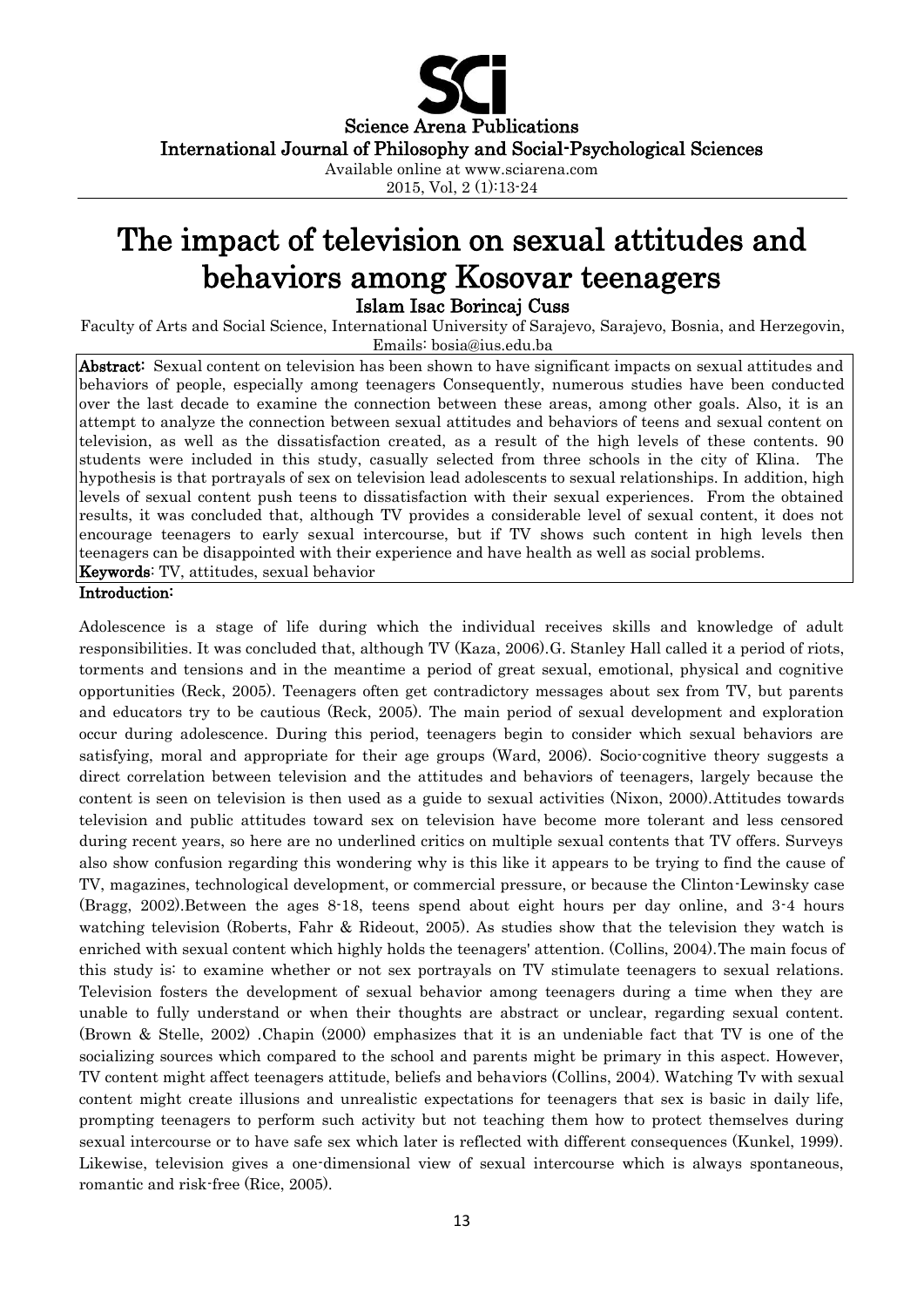# The impact of television on sexual attitudes and behaviors among Kosovar teenagers

**Islam Isac Borincaj Cuss**

Faculty of Arts and Social Science, International University of Sarajevo, Sarajevo, Bosnia, and Herzegovin,
Emails: bosia@ius.edu.ba

**Abstract:** Sexual content on television has been shown to have significant impacts on sexual attitudes and behaviors of people, especially among teenagers Consequently, numerous studies have been conducted over the last decade to examine the connection between these areas, among other goals. Also, it is an attempt to analyze the connection between sexual attitudes and behaviors of teens and sexual content on television, as well as the dissatisfaction created, as a result of the high levels of these contents. 90 students were included in this study, casually selected from three schools in the city of Klina. The hypothesis is that portrayals of sex on television lead adolescents to sexual relationships. In addition, high levels of sexual content push teens to dissatisfaction with their sexual experiences. From the obtained results, it was concluded that, although TV provides a considerable level of sexual content, it does not encourage teenagers to early sexual intercourse, but if TV shows such content in high levels then teenagers can be disappointed with their experience and have health as well as social problems.

**Keywords**: TV, attitudes, sexual behavior

## Introduction:

Adolescence is a stage of life during which the individual receives skills and knowledge of adult responsibilities. It was concluded that, although TV (Kaza, 2006).G. Stanley Hall called it a period of riots, torments and tensions and in the meantime a period of great sexual, emotional, physical and cognitive opportunities (Reck, 2005). Teenagers often get contradictory messages about sex from TV, but parents and educators try to be cautious (Reck, 2005). The main period of sexual development and exploration occur during adolescence. During this period, teenagers begin to consider which sexual behaviors are satisfying, moral and appropriate for their age groups (Ward, 2006). Socio-cognitive theory suggests a direct correlation between television and the attitudes and behaviors of teenagers, largely because the content is seen on television is then used as a guide to sexual activities (Nixon, 2000).Attitudes towards television and public attitudes toward sex on television have become more tolerant and less censored during recent years, so here are no underlined critics on multiple sexual contents that TV offers. Surveys also show confusion regarding this wondering why is this like it appears to be trying to find the cause of TV, magazines, technological development, or commercial pressure, or because the Clinton-Lewinsky case (Bragg, 2002).Between the ages 8-18, teens spend about eight hours per day online, and 3-4 hours watching television (Roberts, Fahr & Rideout, 2005). As studies show that the television they watch is enriched with sexual content which highly holds the teenagers' attention. (Collins, 2004).The main focus of this study is: to examine whether or not sex portrayals on TV stimulate teenagers to sexual relations. Television fosters the development of sexual behavior among teenagers during a time when they are unable to fully understand or when their thoughts are abstract or unclear, regarding sexual content. (Brown & Stelle, 2002) .Chapin (2000) emphasizes that it is an undeniable fact that TV is one of the socializing sources which compared to the school and parents might be primary in this aspect. However, TV content might affect teenagers attitude, beliefs and behaviors (Collins, 2004). Watching Tv with sexual content might create illusions and unrealistic expectations for teenagers that sex is basic in daily life, prompting teenagers to perform such activity but not teaching them how to protect themselves during sexual intercourse or to have safe sex which later is reflected with different consequences (Kunkel, 1999). Likewise, television gives a one-dimensional view of sexual intercourse which is always spontaneous, romantic and risk-free (Rice, 2005).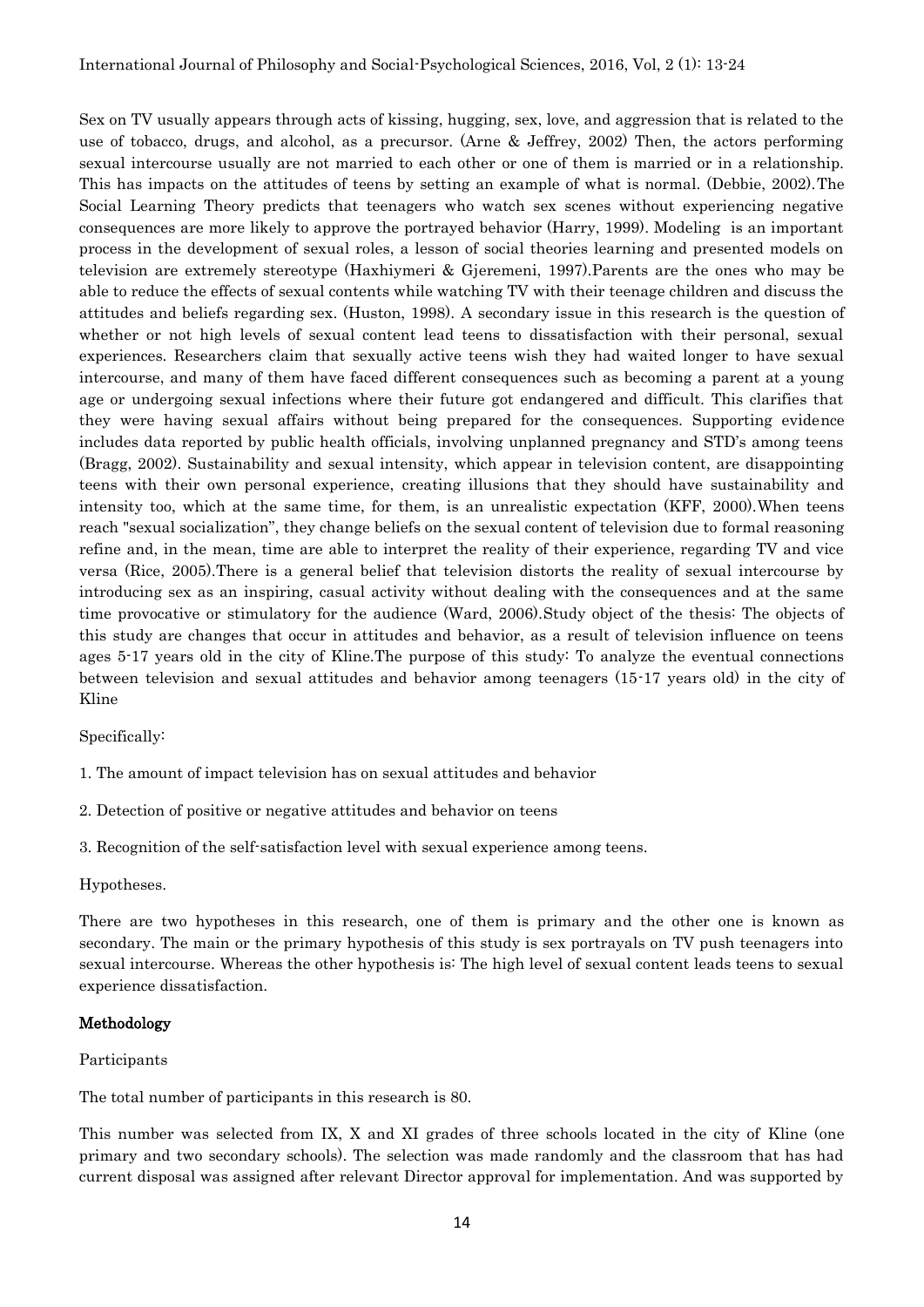Sex on TV usually appears through acts of kissing, hugging, sex, love, and aggression that is related to the use of tobacco, drugs, and alcohol, as a precursor. (Arne & Jeffrey, 2002) Then, the actors performing sexual intercourse usually are not married to each other or one of them is married or in a relationship. This has impacts on the attitudes of teens by setting an example of what is normal. (Debbie, 2002).The Social Learning Theory predicts that teenagers who watch sex scenes without experiencing negative consequences are more likely to approve the portrayed behavior (Harry, 1999). Modeling is an important process in the development of sexual roles, a lesson of social theories learning and presented models on television are extremely stereotype (Haxhiymeri & Gjeremeni, 1997).Parents are the ones who may be able to reduce the effects of sexual contents while watching TV with their teenage children and discuss the attitudes and beliefs regarding sex. (Huston, 1998). A secondary issue in this research is the question of whether or not high levels of sexual content lead teens to dissatisfaction with their personal, sexual experiences. Researchers claim that sexually active teens wish they had waited longer to have sexual intercourse, and many of them have faced different consequences such as becoming a parent at a young age or undergoing sexual infections where their future got endangered and difficult. This clarifies that they were having sexual affairs without being prepared for the consequences. Supporting evidence includes data reported by public health officials, involving unplanned pregnancy and STD's among teens (Bragg, 2002). Sustainability and sexual intensity, which appear in television content, are disappointing teens with their own personal experience, creating illusions that they should have sustainability and intensity too, which at the same time, for them, is an unrealistic expectation (KFF, 2000).When teens reach "sexual socialization", they change beliefs on the sexual content of television due to formal reasoning refine and, in the mean, time are able to interpret the reality of their experience, regarding TV and vice versa (Rice, 2005).There is a general belief that television distorts the reality of sexual intercourse by introducing sex as an inspiring, casual activity without dealing with the consequences and at the same time provocative or stimulatory for the audience (Ward, 2006).Study object of the thesis: The objects of this study are changes that occur in attitudes and behavior, as a result of television influence on teens ages 5-17 years old in the city of Kline.The purpose of this study: To analyze the eventual connections between television and sexual attitudes and behavior among teenagers (15-17 years old) in the city of Kline

Specifically:

1. The amount of impact television has on sexual attitudes and behavior
2. Detection of positive or negative attitudes and behavior on teens
3. Recognition of the self-satisfaction level with sexual experience among teens.

Hypotheses.

There are two hypotheses in this research, one of them is primary and the other one is known as secondary. The main or the primary hypothesis of this study is sex portrayals on TV push teenagers into sexual intercourse. Whereas the other hypothesis is: The high level of sexual content leads teens to sexual experience dissatisfaction.

## Methodology

Participants

The total number of participants in this research is 80.

This number was selected from IX, X and XI grades of three schools located in the city of Kline (one primary and two secondary schools). The selection was made randomly and the classroom that has had current disposal was assigned after relevant Director approval for implementation. And was supported by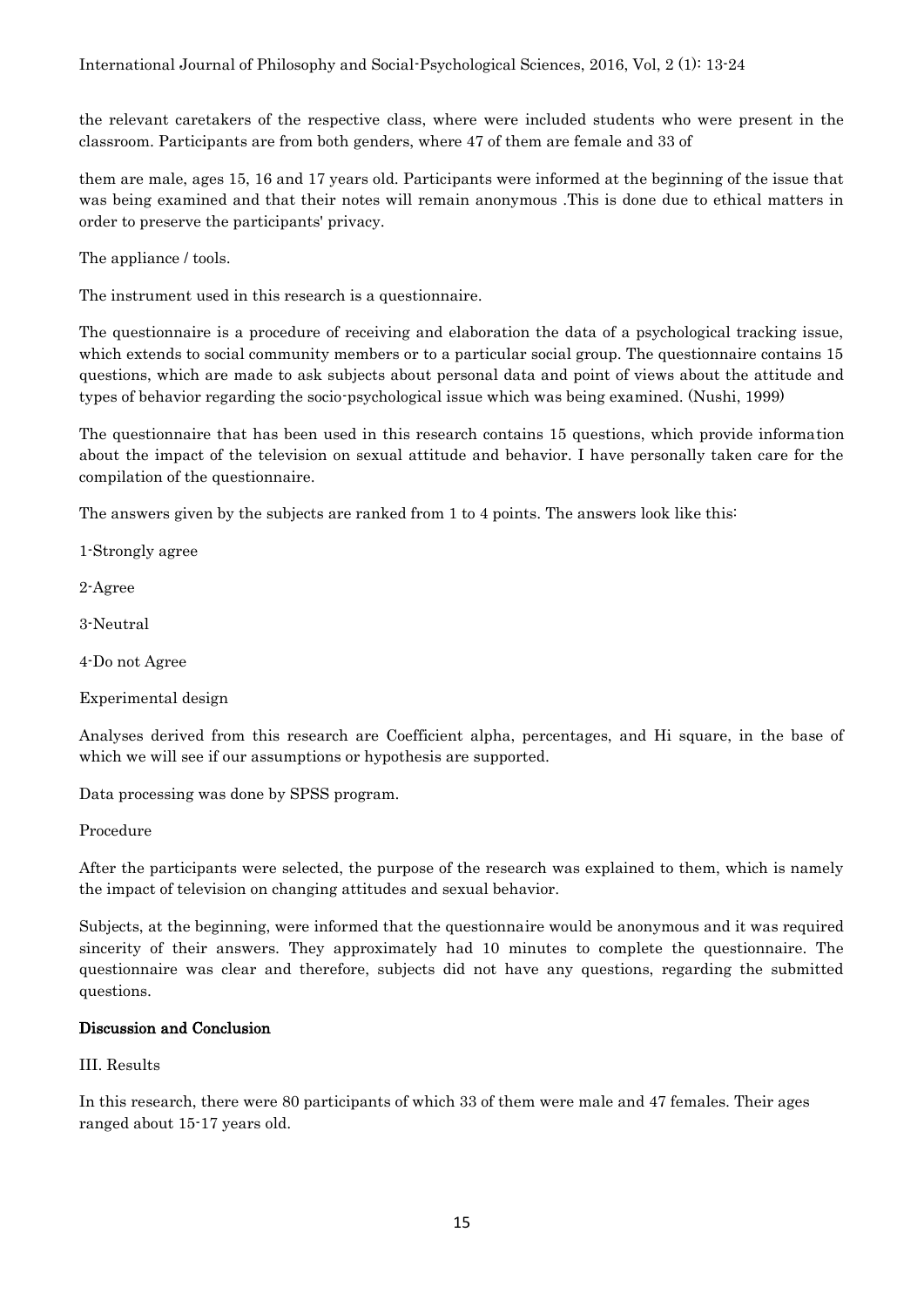the relevant caretakers of the respective class, where were included students who were present in the classroom. Participants are from both genders, where 47 of them are female and 33 of

them are male, ages 15, 16 and 17 years old. Participants were informed at the beginning of the issue that was being examined and that their notes will remain anonymous .This is done due to ethical matters in order to preserve the participants' privacy.

The appliance / tools.

The instrument used in this research is a questionnaire.

The questionnaire is a procedure of receiving and elaboration the data of a psychological tracking issue, which extends to social community members or to a particular social group. The questionnaire contains 15 questions, which are made to ask subjects about personal data and point of views about the attitude and types of behavior regarding the socio-psychological issue which was being examined. (Nushi, 1999)

The questionnaire that has been used in this research contains 15 questions, which provide information about the impact of the television on sexual attitude and behavior. I have personally taken care for the compilation of the questionnaire.

The answers given by the subjects are ranked from 1 to 4 points. The answers look like this:

1-Strongly agree

2-Agree

3-Neutral

4-Do not Agree

Experimental design

Analyses derived from this research are Coefficient alpha, percentages, and Hi square, in the base of which we will see if our assumptions or hypothesis are supported.

Data processing was done by SPSS program.

Procedure

After the participants were selected, the purpose of the research was explained to them, which is namely the impact of television on changing attitudes and sexual behavior.

Subjects, at the beginning, were informed that the questionnaire would be anonymous and it was required sincerity of their answers. They approximately had 10 minutes to complete the questionnaire. The questionnaire was clear and therefore, subjects did not have any questions, regarding the submitted questions.

## Discussion and Conclusion

III. Results

In this research, there were 80 participants of which 33 of them were male and 47 females. Their ages ranged about 15-17 years old.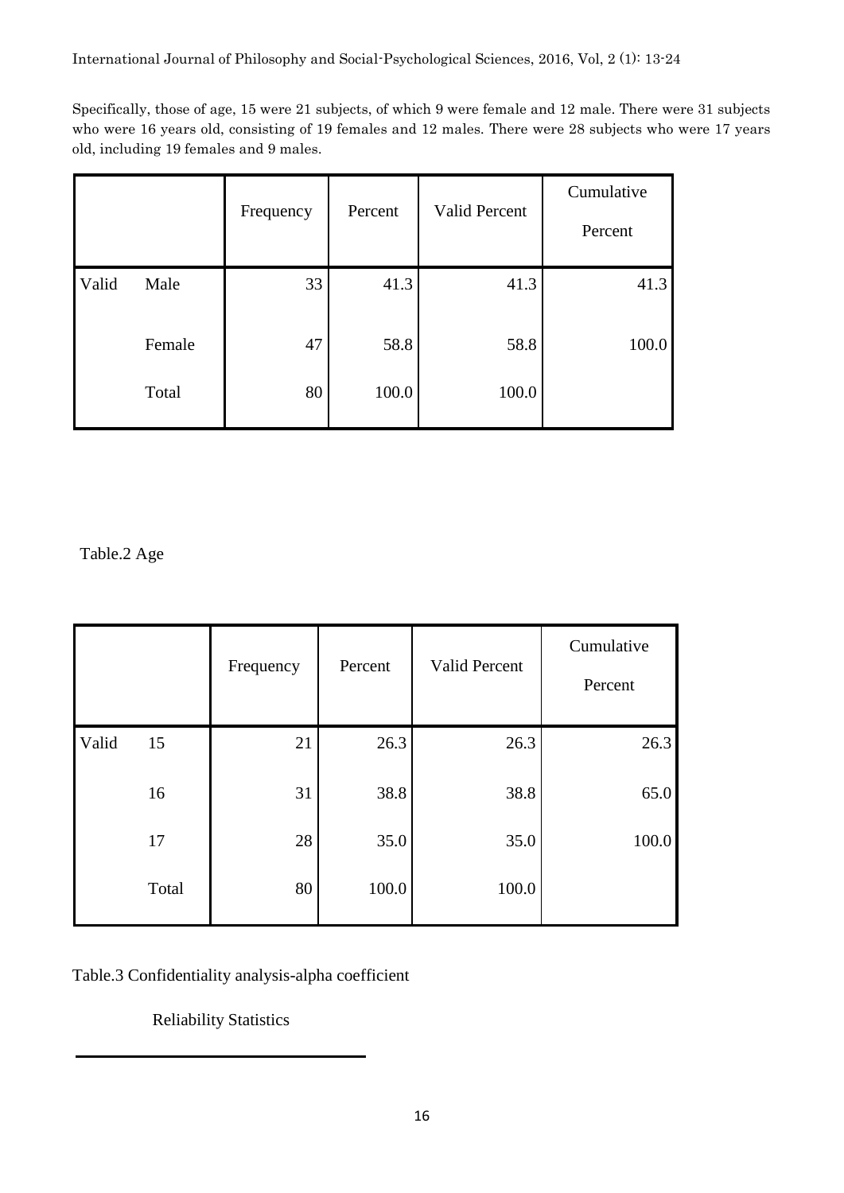Specifically, those of age, 15 were 21 subjects, of which 9 were female and 12 male. There were 31 subjects who were 16 years old, consisting of 19 females and 12 males. There were 28 subjects who were 17 years old, including 19 females and 9 males.

| | | Frequency | Percent | Valid Percent | Cumulative Percent |
|---|---|---|---|---|---|
| Valid | Male | 33 | 41.3 | 41.3 | 41.3 |
| | Female | 47 | 58.8 | 58.8 | 100.0 |
| | Total | 80 | 100.0 | 100.0 | |

Table.2 Age

| | | Frequency | Percent | Valid Percent | Cumulative Percent |
|---|---|---|---|---|---|
| Valid | 15 | 21 | 26.3 | 26.3 | 26.3 |
| | 16 | 31 | 38.8 | 38.8 | 65.0 |
| | 17 | 28 | 35.0 | 35.0 | 100.0 |
| | Total | 80 | 100.0 | 100.0 | |

Table.3 Confidentiality analysis-alpha coefficient

Reliability Statistics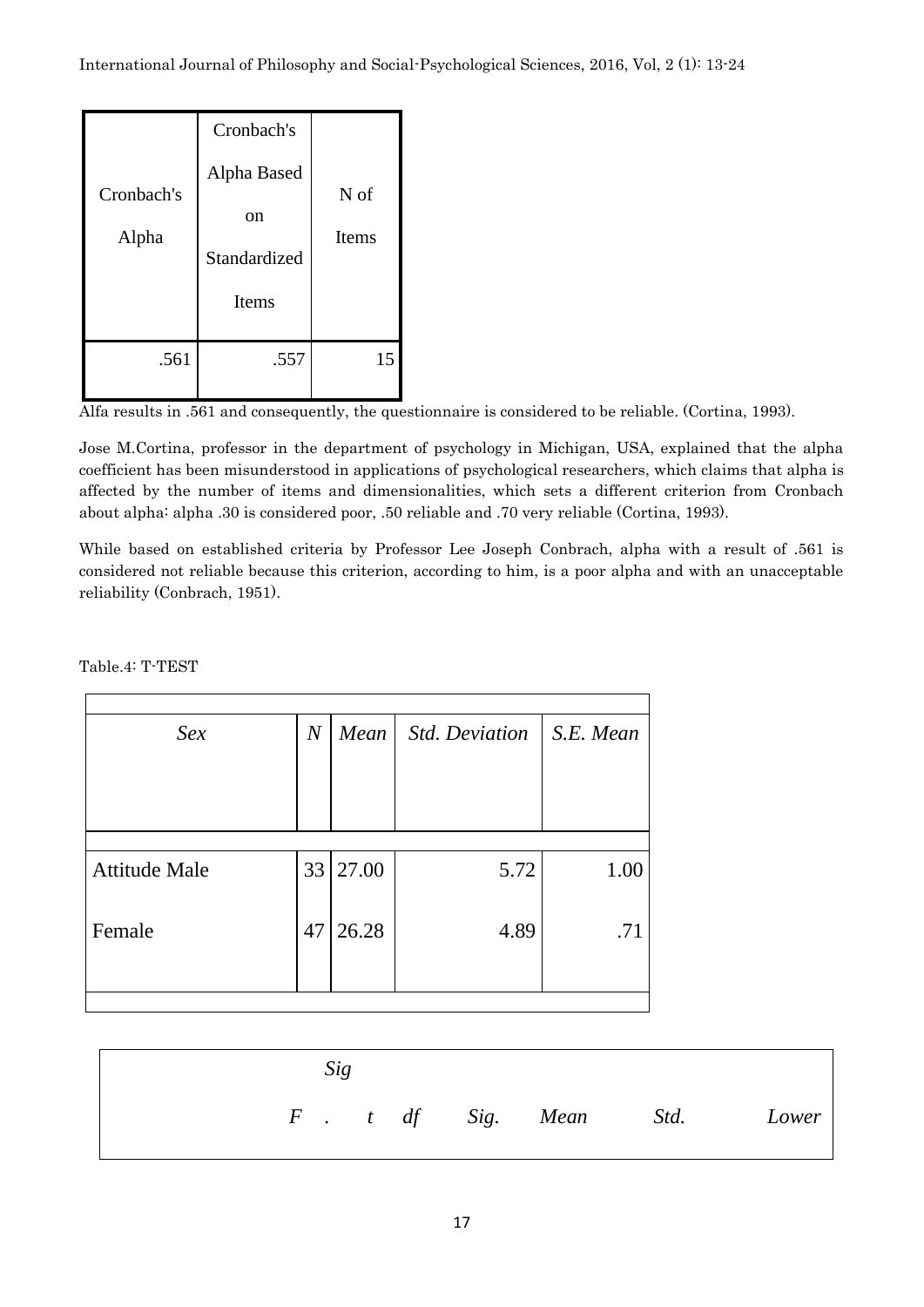| Cronbach's Alpha | Cronbach's Alpha Based on Standardized Items | N of Items |
|---|---|---|
| .561 | .557 | 15 |

Alfa results in .561 and consequently, the questionnaire is considered to be reliable. (Cortina, 1993).

Jose M.Cortina, professor in the department of psychology in Michigan, USA, explained that the alpha coefficient has been misunderstood in applications of psychological researchers, which claims that alpha is affected by the number of items and dimensionalities, which sets a different criterion from Cronbach about alpha: alpha .30 is considered poor, .50 reliable and .70 very reliable (Cortina, 1993).

While based on established criteria by Professor Lee Joseph Conbrach, alpha with a result of .561 is considered not reliable because this criterion, according to him, is a poor alpha and with an unacceptable reliability (Conbrach, 1951).

Table.4: T-TEST

| *Sex* | *N* | *Mean* | *Std. Deviation* | *S.E. Mean* |
|---|---|---|---|---|
| Attitude Male | 33 | 27.00 | 5.72 | 1.00 |
| Female | 47 | 26.28 | 4.89 | .71 |

| | *F* | *Sig .* | *t* | *df* | *Sig.* | *Mean* | *Std.* | *Lower* |
|---|---|---|---|---|---|---|---|---|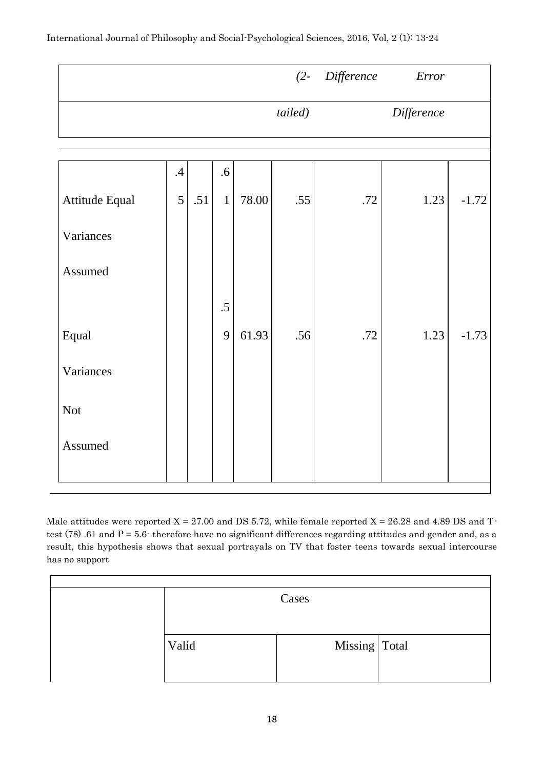| | | | | | (2-tailed) | Difference | Error Difference | |
|---|---|---|---|---|---|---|---|---|
| Attitude Equal Variances Assumed | .45 | .51 | .61 | 78.00 | .55 | .72 | 1.23 | -1.72 |
| Equal Variances Not Assumed | | | .59 | 61.93 | .56 | .72 | 1.23 | -1.73 |

Male attitudes were reported X = 27.00 and DS 5.72, while female reported X = 26.28 and 4.89 DS and T-test (78) .61 and P = 5.6- therefore have no significant differences regarding attitudes and gender and, as a result, this hypothesis shows that sexual portrayals on TV that foster teens towards sexual intercourse has no support

| | Cases | | |
|---|---|---|---|
| | Valid | Missing | Total |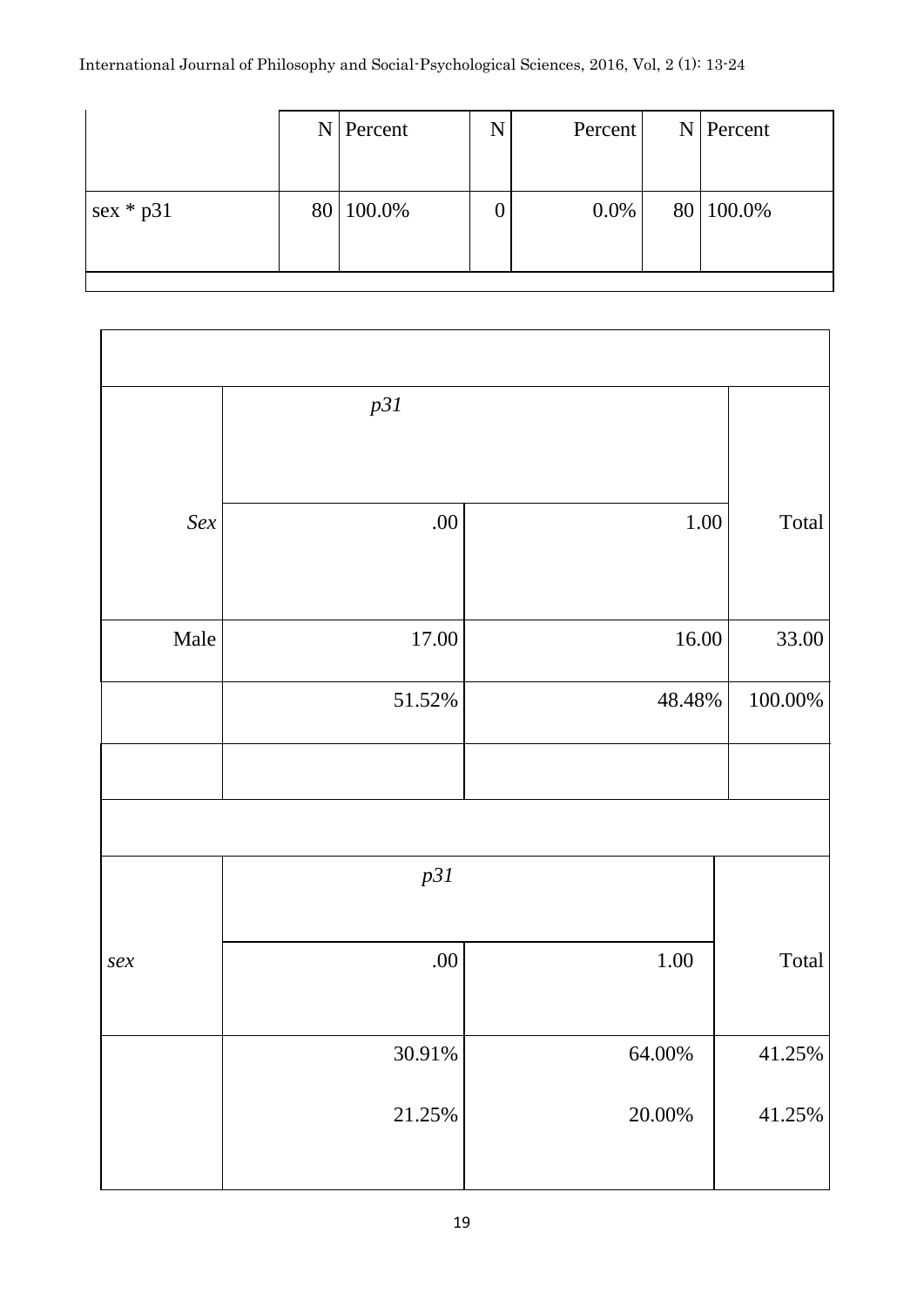| | N | Percent | N | Percent | N | Percent |
|---|---|---|---|---|---|---|
| sex * p31 | 80 | 100.0% | 0 | 0.0% | 80 | 100.0% |
| | | | | | | |

| | *p31* | | |
|---|---|---|---|
| *Sex* | .00 | 1.00 | Total |
| Male | 17.00 | 16.00 | 33.00 |
| | 51.52% | 48.48% | 100.00% |
| | | | |

| | *p31* | | |
|---|---|---|---|
| *sex* | .00 | 1.00 | Total |
| | 30.91% | 64.00% | 41.25% |
| | 21.25% | 20.00% | 41.25% |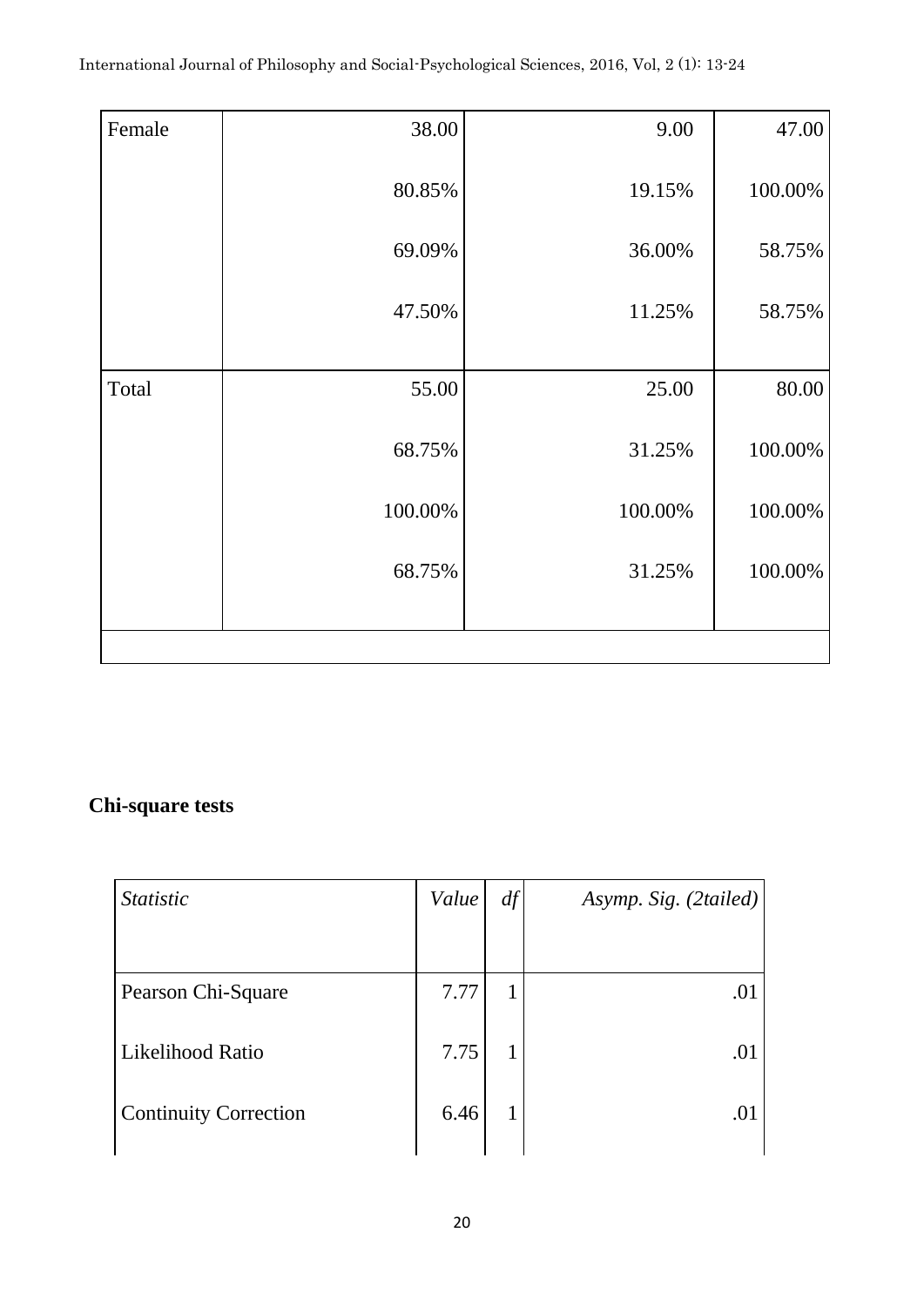| Female | 38.00 | 9.00 | 47.00 |
|---|---|---|---|
| | 80.85% | 19.15% | 100.00% |
| | 69.09% | 36.00% | 58.75% |
| | 47.50% | 11.25% | 58.75% |
| Total | 55.00 | 25.00 | 80.00 |
| | 68.75% | 31.25% | 100.00% |
| | 100.00% | 100.00% | 100.00% |
| | 68.75% | 31.25% | 100.00% |

**Chi-square tests**

| *Statistic* | *Value* | *df* | *Asymp. Sig. (2tailed)* |
|---|---|---|---|
| Pearson Chi-Square | 7.77 | 1 | .01 |
| Likelihood Ratio | 7.75 | 1 | .01 |
| Continuity Correction | 6.46 | 1 | .01 |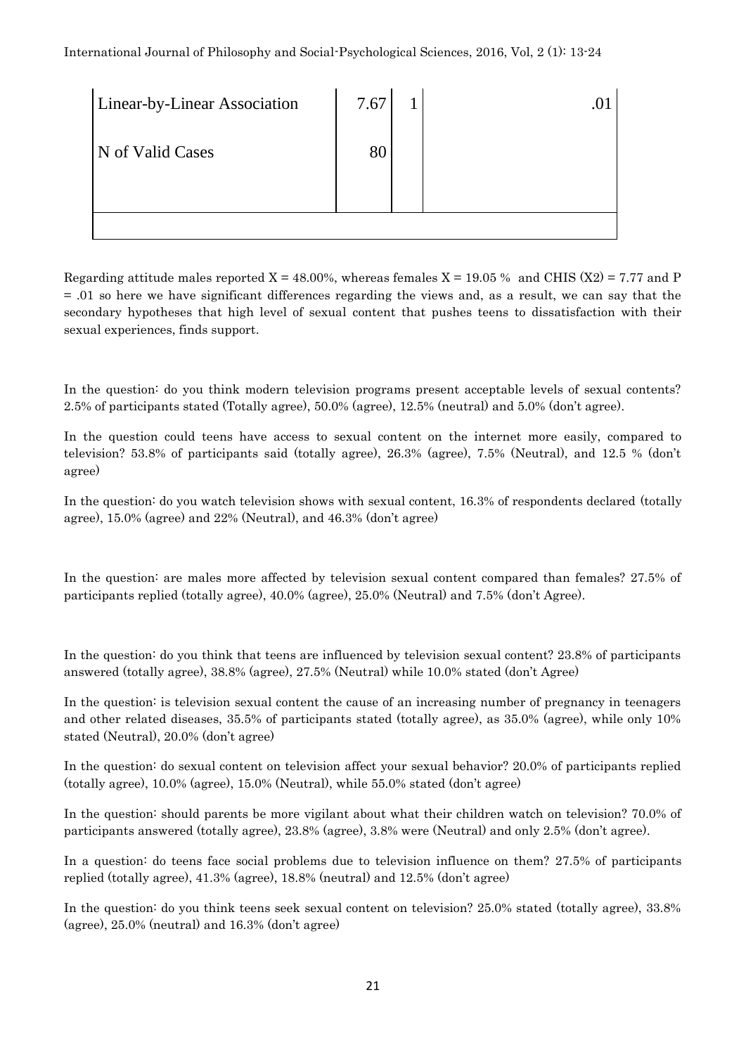| | | | |
|---|---|---|---|
| Linear-by-Linear Association | 7.67 | 1 | .01 |
| N of Valid Cases | 80 | | |
| | | | |

Regarding attitude males reported X = 48.00%, whereas females X = 19.05 % and CHIS (X2) = 7.77 and P = .01 so here we have significant differences regarding the views and, as a result, we can say that the secondary hypotheses that high level of sexual content that pushes teens to dissatisfaction with their sexual experiences, finds support.

In the question: do you think modern television programs present acceptable levels of sexual contents? 2.5% of participants stated (Totally agree), 50.0% (agree), 12.5% (neutral) and 5.0% (don't agree).

In the question could teens have access to sexual content on the internet more easily, compared to television? 53.8% of participants said (totally agree), 26.3% (agree), 7.5% (Neutral), and 12.5 % (don't agree)

In the question: do you watch television shows with sexual content, 16.3% of respondents declared (totally agree), 15.0% (agree) and 22% (Neutral), and 46.3% (don't agree)

In the question: are males more affected by television sexual content compared than females? 27.5% of participants replied (totally agree), 40.0% (agree), 25.0% (Neutral) and 7.5% (don't Agree).

In the question: do you think that teens are influenced by television sexual content? 23.8% of participants answered (totally agree), 38.8% (agree), 27.5% (Neutral) while 10.0% stated (don't Agree)

In the question: is television sexual content the cause of an increasing number of pregnancy in teenagers and other related diseases, 35.5% of participants stated (totally agree), as 35.0% (agree), while only 10% stated (Neutral), 20.0% (don't agree)

In the question: do sexual content on television affect your sexual behavior? 20.0% of participants replied (totally agree), 10.0% (agree), 15.0% (Neutral), while 55.0% stated (don't agree)

In the question: should parents be more vigilant about what their children watch on television? 70.0% of participants answered (totally agree), 23.8% (agree), 3.8% were (Neutral) and only 2.5% (don't agree).

In a question: do teens face social problems due to television influence on them? 27.5% of participants replied (totally agree), 41.3% (agree), 18.8% (neutral) and 12.5% (don't agree)

In the question: do you think teens seek sexual content on television? 25.0% stated (totally agree), 33.8% (agree), 25.0% (neutral) and 16.3% (don't agree)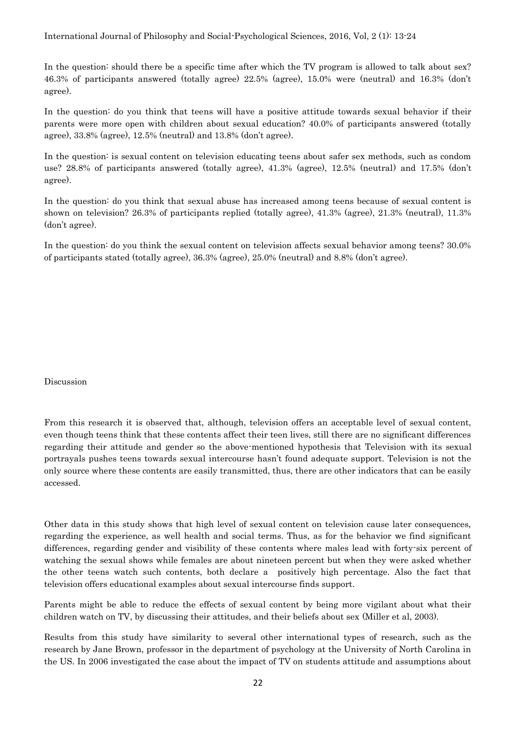In the question: should there be a specific time after which the TV program is allowed to talk about sex? 46.3% of participants answered (totally agree) 22.5% (agree), 15.0% were (neutral) and 16.3% (don't agree).

In the question: do you think that teens will have a positive attitude towards sexual behavior if their parents were more open with children about sexual education? 40.0% of participants answered (totally agree), 33.8% (agree), 12.5% (neutral) and 13.8% (don't agree).

In the question: is sexual content on television educating teens about safer sex methods, such as condom use? 28.8% of participants answered (totally agree), 41.3% (agree), 12.5% (neutral) and 17.5% (don't agree).

In the question: do you think that sexual abuse has increased among teens because of sexual content is shown on television? 26.3% of participants replied (totally agree), 41.3% (agree), 21.3% (neutral), 11.3% (don't agree).

In the question: do you think the sexual content on television affects sexual behavior among teens? 30.0% of participants stated (totally agree), 36.3% (agree), 25.0% (neutral) and 8.8% (don't agree).

## Discussion

From this research it is observed that, although, television offers an acceptable level of sexual content, even though teens think that these contents affect their teen lives, still there are no significant differences regarding their attitude and gender so the above-mentioned hypothesis that Television with its sexual portrayals pushes teens towards sexual intercourse hasn't found adequate support. Television is not the only source where these contents are easily transmitted, thus, there are other indicators that can be easily accessed.

Other data in this study shows that high level of sexual content on television cause later consequences, regarding the experience, as well health and social terms. Thus, as for the behavior we find significant differences, regarding gender and visibility of these contents where males lead with forty-six percent of watching the sexual shows while females are about nineteen percent but when they were asked whether the other teens watch such contents, both declare a positively high percentage. Also the fact that television offers educational examples about sexual intercourse finds support.

Parents might be able to reduce the effects of sexual content by being more vigilant about what their children watch on TV, by discussing their attitudes, and their beliefs about sex (Miller et al, 2003).

Results from this study have similarity to several other international types of research, such as the research by Jane Brown, professor in the department of psychology at the University of North Carolina in the US. In 2006 investigated the case about the impact of TV on students attitude and assumptions about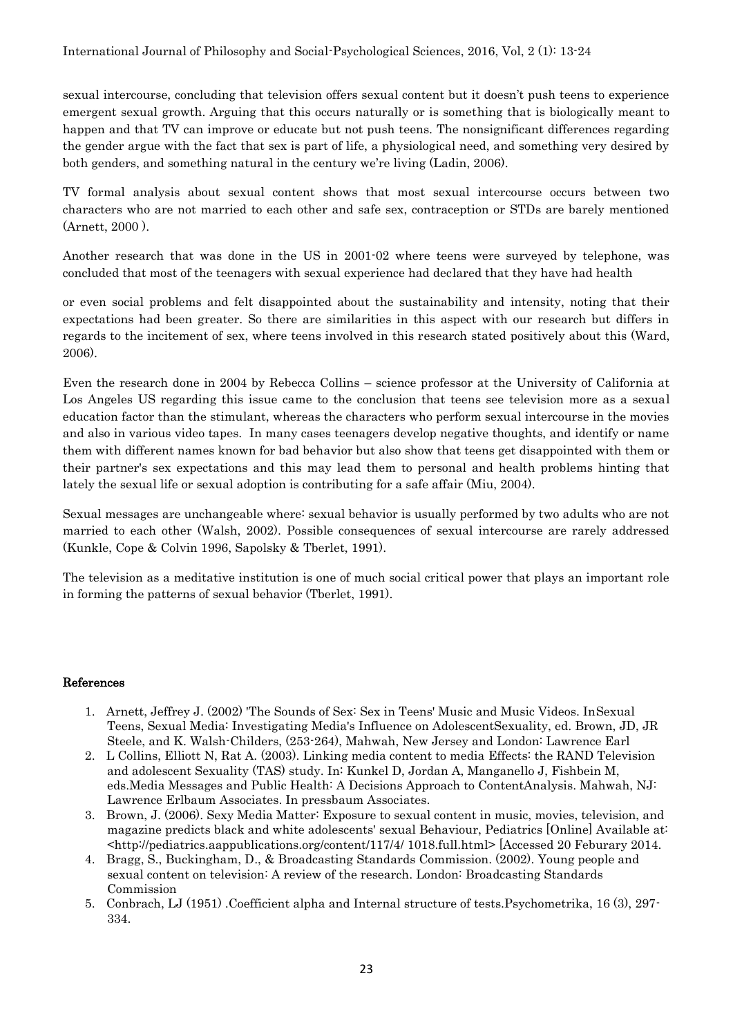sexual intercourse, concluding that television offers sexual content but it doesn't push teens to experience emergent sexual growth. Arguing that this occurs naturally or is something that is biologically meant to happen and that TV can improve or educate but not push teens. The nonsignificant differences regarding the gender argue with the fact that sex is part of life, a physiological need, and something very desired by both genders, and something natural in the century we're living (Ladin, 2006).

TV formal analysis about sexual content shows that most sexual intercourse occurs between two characters who are not married to each other and safe sex, contraception or STDs are barely mentioned (Arnett, 2000 ).

Another research that was done in the US in 2001-02 where teens were surveyed by telephone, was concluded that most of the teenagers with sexual experience had declared that they have had health

or even social problems and felt disappointed about the sustainability and intensity, noting that their expectations had been greater. So there are similarities in this aspect with our research but differs in regards to the incitement of sex, where teens involved in this research stated positively about this (Ward, 2006).

Even the research done in 2004 by Rebecca Collins – science professor at the University of California at Los Angeles US regarding this issue came to the conclusion that teens see television more as a sexual education factor than the stimulant, whereas the characters who perform sexual intercourse in the movies and also in various video tapes. In many cases teenagers develop negative thoughts, and identify or name them with different names known for bad behavior but also show that teens get disappointed with them or their partner's sex expectations and this may lead them to personal and health problems hinting that lately the sexual life or sexual adoption is contributing for a safe affair (Miu, 2004).

Sexual messages are unchangeable where: sexual behavior is usually performed by two adults who are not married to each other (Walsh, 2002). Possible consequences of sexual intercourse are rarely addressed (Kunkle, Cope & Colvin 1996, Sapolsky & Tberlet, 1991).

The television as a meditative institution is one of much social critical power that plays an important role in forming the patterns of sexual behavior (Tberlet, 1991).

## References

1. Arnett, Jeffrey J. (2002) 'The Sounds of Sex: Sex in Teens' Music and Music Videos. InSexual Teens, Sexual Media: Investigating Media's Influence on AdolescentSexuality, ed. Brown, JD, JR Steele, and K. Walsh-Childers, (253-264), Mahwah, New Jersey and London: Lawrence Earl
2. L Collins, Elliott N, Rat A. (2003). Linking media content to media Effects: the RAND Television and adolescent Sexuality (TAS) study. In: Kunkel D, Jordan A, Manganello J, Fishbein M, eds.Media Messages and Public Health: A Decisions Approach to ContentAnalysis. Mahwah, NJ: Lawrence Erlbaum Associates. In pressbaum Associates.
3. Brown, J. (2006). Sexy Media Matter: Exposure to sexual content in music, movies, television, and magazine predicts black and white adolescents' sexual Behaviour, Pediatrics [Online] Available at: <http://pediatrics.aappublications.org/content/117/4/ 1018.full.html> [Accessed 20 Feburary 2014.
4. Bragg, S., Buckingham, D., & Broadcasting Standards Commission. (2002). Young people and sexual content on television: A review of the research. London: Broadcasting Standards Commission
5. Conbrach, LJ (1951) .Coefficient alpha and Internal structure of tests.Psychometrika, 16 (3), 297-334.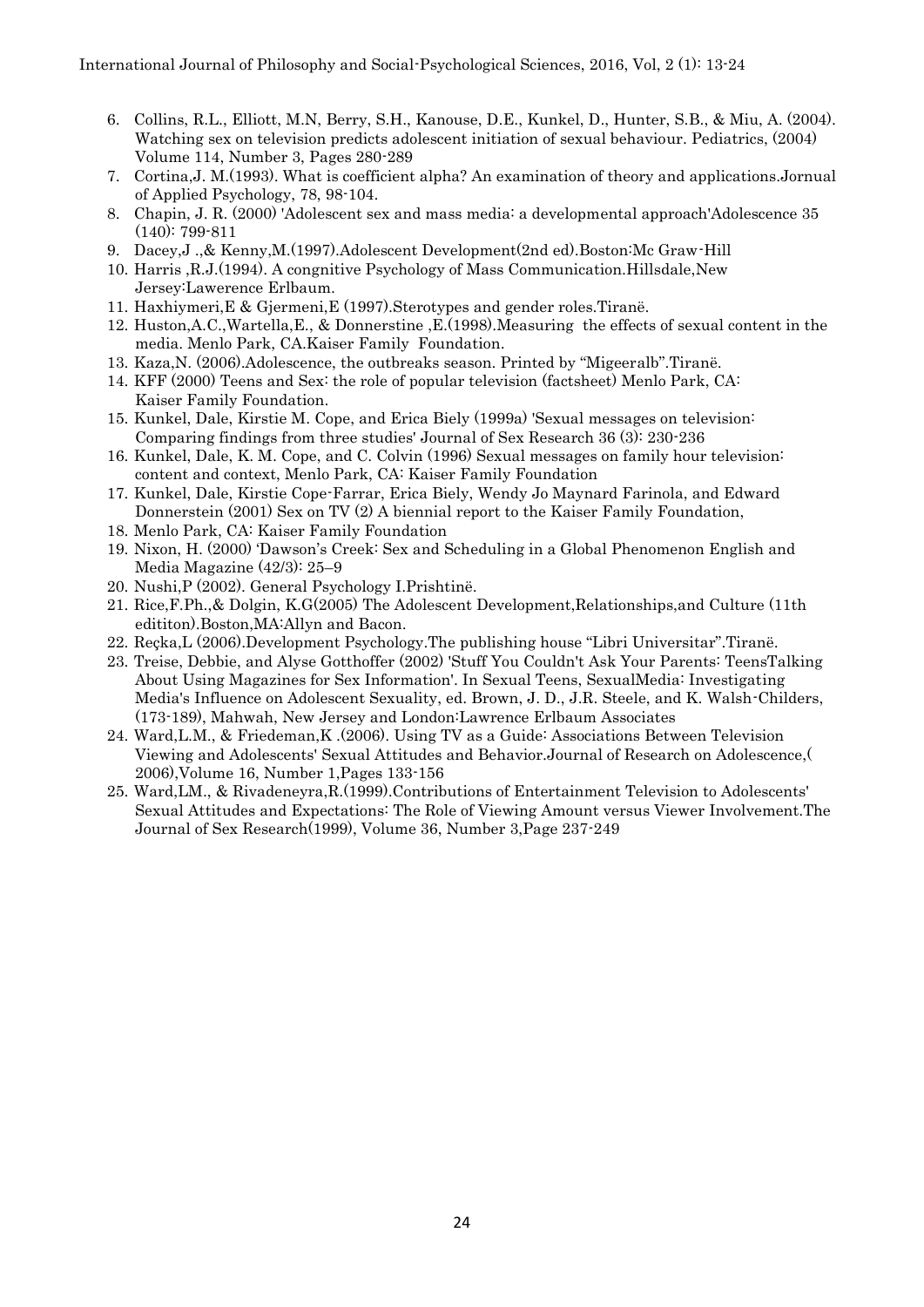6. Collins, R.L., Elliott, M.N, Berry, S.H., Kanouse, D.E., Kunkel, D., Hunter, S.B., & Miu, A. (2004). Watching sex on television predicts adolescent initiation of sexual behaviour. Pediatrics, (2004) Volume 114, Number 3, Pages 280-289
7. Cortina,J. M.(1993). What is coefficient alpha? An examination of theory and applications.Jornual of Applied Psychology, 78, 98-104.
8. Chapin, J. R. (2000) 'Adolescent sex and mass media: a developmental approach'Adolescence 35 (140): 799-811
9. Dacey,J .,& Kenny,M.(1997).Adolescent Development(2nd ed).Boston:Mc Graw-Hill
10. Harris ,R.J.(1994). A congnitive Psychology of Mass Communication.Hillsdale,New Jersey:Lawerence Erlbaum.
11. Haxhiymeri,E & Gjermeni,E (1997).Sterotypes and gender roles.Tiranë.
12. Huston,A.C.,Wartella,E., & Donnerstine ,E.(1998).Measuring the effects of sexual content in the media. Menlo Park, CA.Kaiser Family Foundation.
13. Kaza,N. (2006).Adolescence, the outbreaks season. Printed by "Migeeralb".Tiranë.
14. KFF (2000) Teens and Sex: the role of popular television (factsheet) Menlo Park, CA: Kaiser Family Foundation.
15. Kunkel, Dale, Kirstie M. Cope, and Erica Biely (1999a) 'Sexual messages on television: Comparing findings from three studies' Journal of Sex Research 36 (3): 230-236
16. Kunkel, Dale, K. M. Cope, and C. Colvin (1996) Sexual messages on family hour television: content and context, Menlo Park, CA: Kaiser Family Foundation
17. Kunkel, Dale, Kirstie Cope-Farrar, Erica Biely, Wendy Jo Maynard Farinola, and Edward Donnerstein (2001) Sex on TV (2) A biennial report to the Kaiser Family Foundation,
18. Menlo Park, CA: Kaiser Family Foundation
19. Nixon, H. (2000) 'Dawson's Creek: Sex and Scheduling in a Global Phenomenon English and Media Magazine (42/3): 25–9
20. Nushi,P (2002). General Psychology I.Prishtinë.
21. Rice,F.Ph.,& Dolgin, K.G(2005) The Adolescent Development,Relationships,and Culture (11th edititon).Boston,MA:Allyn and Bacon.
22. Reçka,L (2006).Development Psychology.The publishing house "Libri Universitar".Tiranë.
23. Treise, Debbie, and Alyse Gotthoffer (2002) 'Stuff You Couldn't Ask Your Parents: TeensTalking About Using Magazines for Sex Information'. In Sexual Teens, SexualMedia: Investigating Media's Influence on Adolescent Sexuality, ed. Brown, J. D., J.R. Steele, and K. Walsh-Childers, (173-189), Mahwah, New Jersey and London:Lawrence Erlbaum Associates
24. Ward,L.M., & Friedeman,K .(2006). Using TV as a Guide: Associations Between Television Viewing and Adolescents' Sexual Attitudes and Behavior.Journal of Research on Adolescence,( 2006),Volume 16, Number 1,Pages 133-156
25. Ward,LM., & Rivadeneyra,R.(1999).Contributions of Entertainment Television to Adolescents' Sexual Attitudes and Expectations: The Role of Viewing Amount versus Viewer Involvement.The Journal of Sex Research(1999), Volume 36, Number 3,Page 237-249